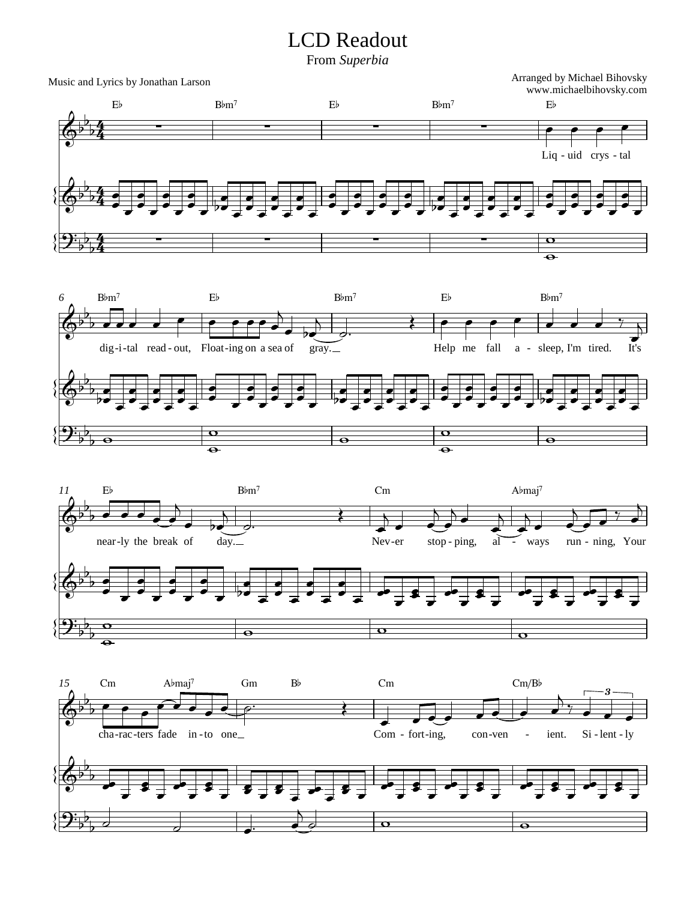# LCD Readout

From *Superbia*

Music and Lyrics by Jonathan Larson

Arranged by Michael Bihovsky
www.michaelbihovsky.com

Liq - uid crys - tal dig - i - tal read - out, Float - ing on a sea of gray.
Help me fall a - sleep, I'm tired. It's near - ly the break of day.
Nev - er stop - ping, al - ways run - ning, Your cha - rac - ters fade in - to one
Com - fort - ing, con - ven - ient. Si - lent - ly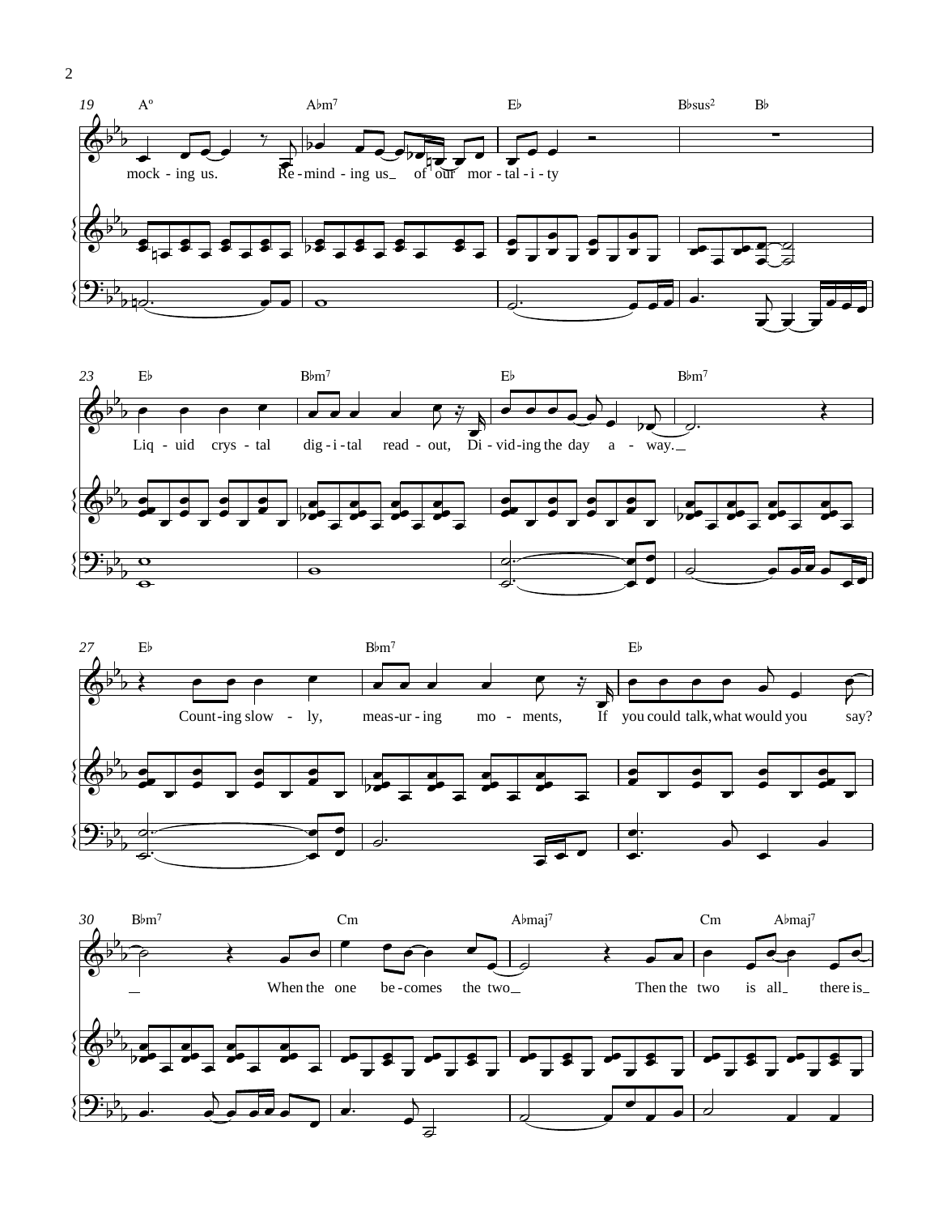19 A° A♭m7 E♭ B♭sus2 B♭

mock - ing us. Re - mind - ing us_ of our mor - tal - i - ty

23 E♭ B♭m7 E♭ B♭m7

Liq - uid crys - tal dig - i - tal read - out, Di - vid - ing the day a - way._

27 E♭ B♭m7 E♭

Count - ing slow - ly, meas - ur - ing mo - ments, If you could talk, what would you say?

30 B♭m7 Cm A♭maj7 Cm A♭maj7

_ When the one be - comes the two_ Then the two is all_ there is_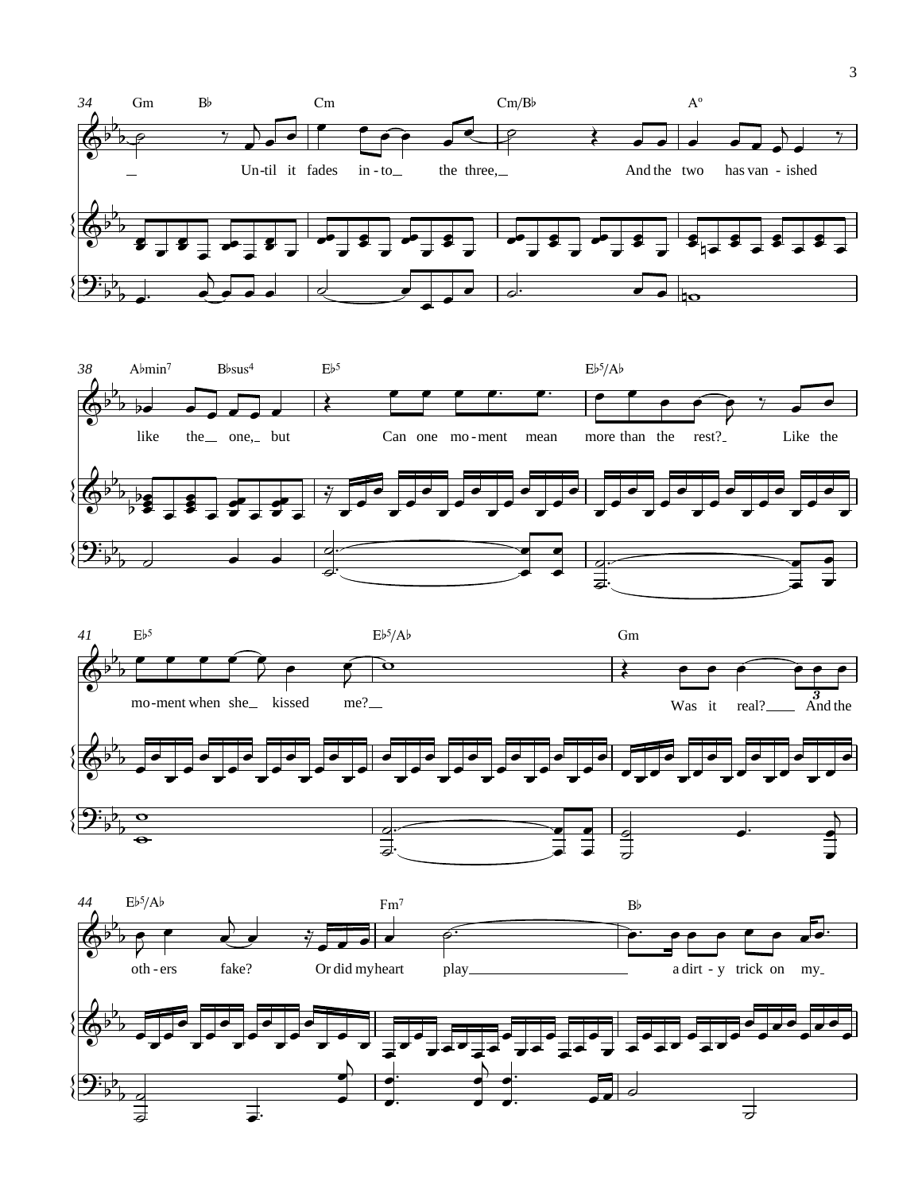34 Gm B♭ Cm Cm/B♭ A°

Un-til it fades in-to the three, And the two has van-ished

38 A♭min7 B♭sus4 E♭5 E♭5/A♭

like the one, but Can one mo-ment mean more than the rest? Like the

41 E♭5 E♭5/A♭ Gm

mo-ment when she kissed me? Was it real? And the

44 E♭5/A♭ Fm7 B♭

oth-ers fake? Or did my heart play a dirt-y trick on my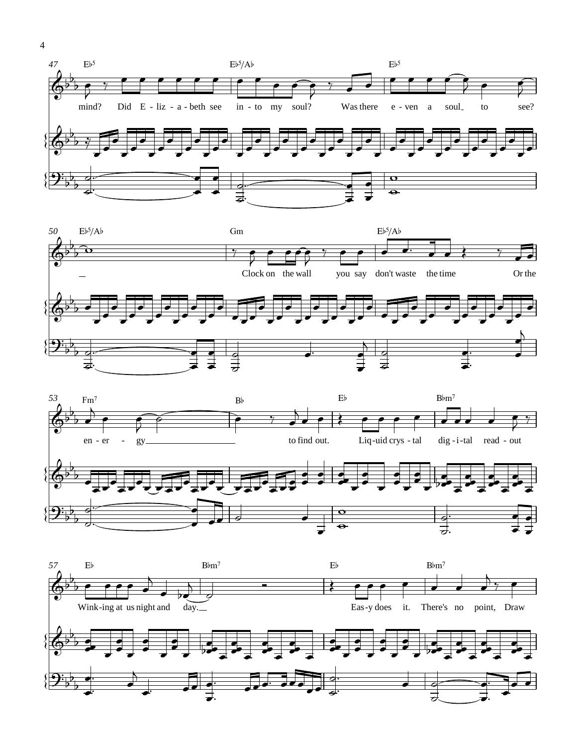47 E♭5 E♭5/A♭ E♭5

mind? Did E - liz - a - beth see in - to my soul? Was there e - ven a soul_ to see?

50 E♭5/A♭ Gm E♭5/A♭

_ Clock on the wall you say don't waste the time Or the

53 Fm7 B♭ E♭ B♭m7

en - er - gy_______ to find out. Liq-uid crys - tal dig - i - tal read - out

57 E♭ B♭m7 E♭ B♭m7

Wink-ing at us night and day.__ Eas-y does it. There's no point, Draw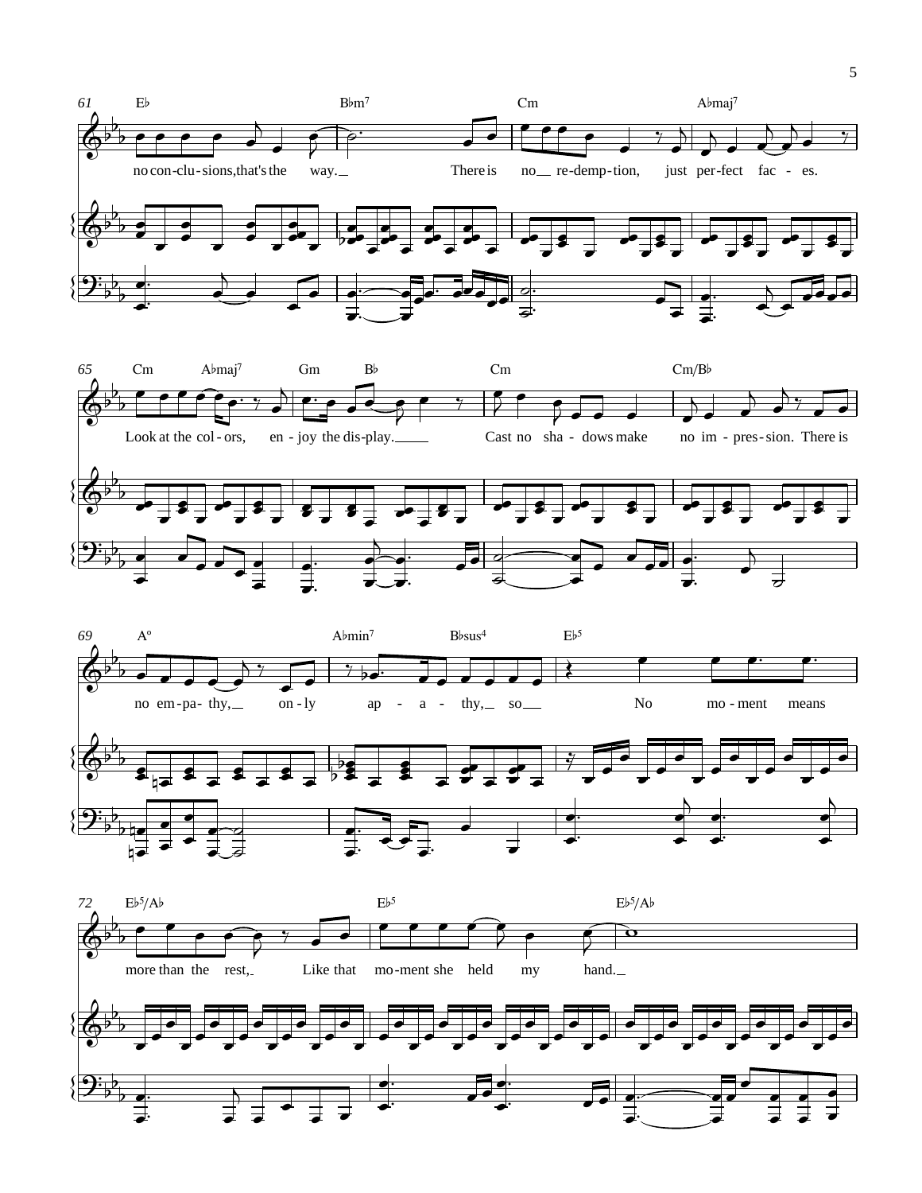61 E♭ B♭m7 Cm A♭maj7

no con-clu-sions, that's the way. There is no re-demp-tion, just per-fect fac - es.

65 Cm A♭maj7 Gm B♭ Cm Cm/B♭

Look at the col - ors, en - joy the dis-play. Cast no sha - dows make no im - pres - sion. There is

69 A° A♭min7 B♭sus4 E♭5

no em-pa- thy, on - ly ap - a - thy, so No mo - ment means

72 E♭5/A♭ E♭5 E♭5/A♭

more than the rest, Like that mo-ment she held my hand.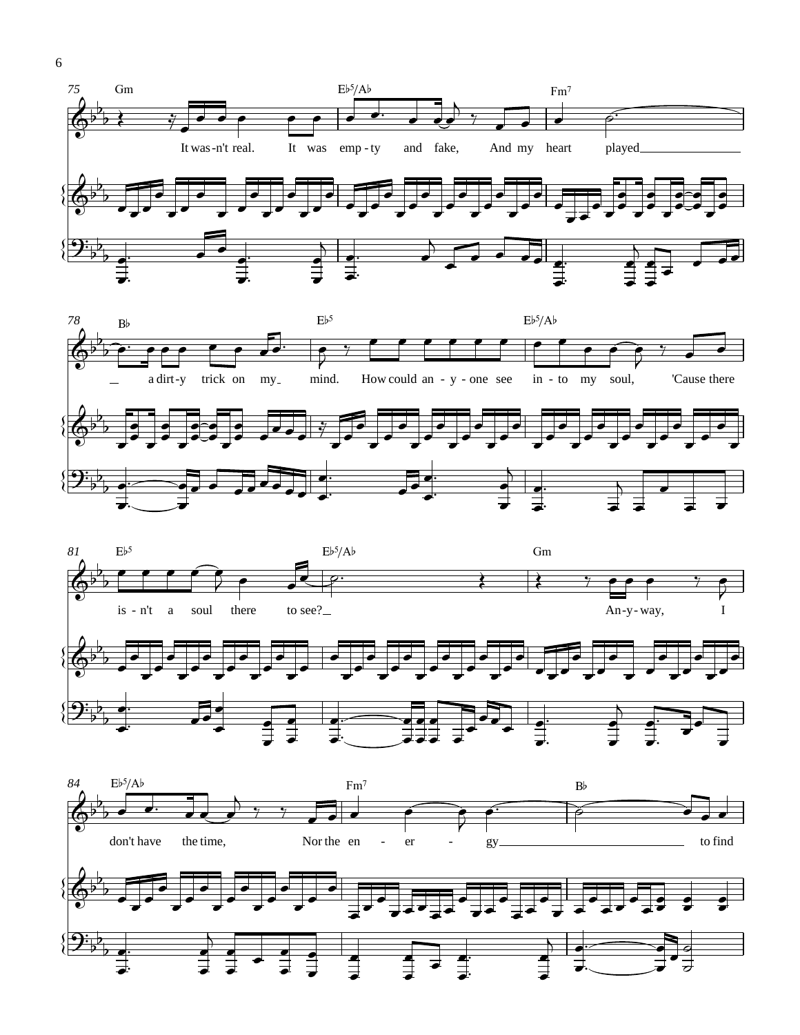**75** Gm — E♭5/A♭ — Fm7

It was-n't real. It was emp - ty and fake, And my heart played

**78** B♭ — E♭5 — E♭5/A♭

a dirt-y trick on my mind. How could an - y - one see in - to my soul, 'Cause there

**81** E♭5 — E♭5/A♭ — Gm

is - n't a soul there to see? An-y-way, I

**84** E♭5/A♭ — Fm7 — B♭

don't have the time, Nor the en - er - gy to find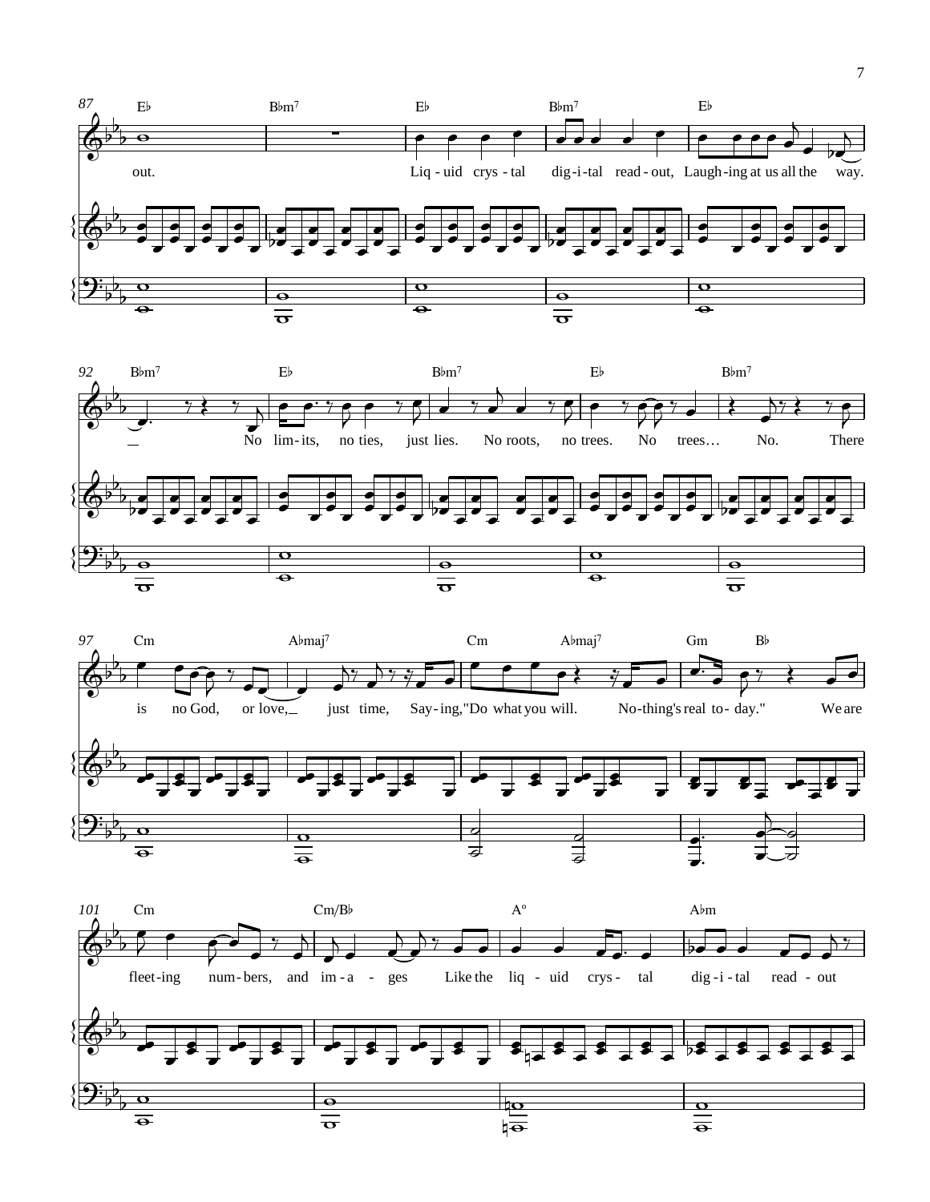87
E♭ B♭m7 E♭ B♭m7 E♭

out. Liq - uid crys - tal dig - i - tal read - out, Laugh - ing at us all the way.

92
B♭m7 E♭ B♭m7 E♭ B♭m7

No lim - its, no ties, just lies. No roots, no trees. No trees… No. There

97
Cm A♭maj7 Cm A♭maj7 Gm B♭

is no God, or love, just time, Say - ing, "Do what you will. No - thing's real to - day." We are

101
Cm Cm/B♭ A° A♭m

fleet - ing num - bers, and im - a - ges Like the liq - uid crys - tal dig - i - tal read - out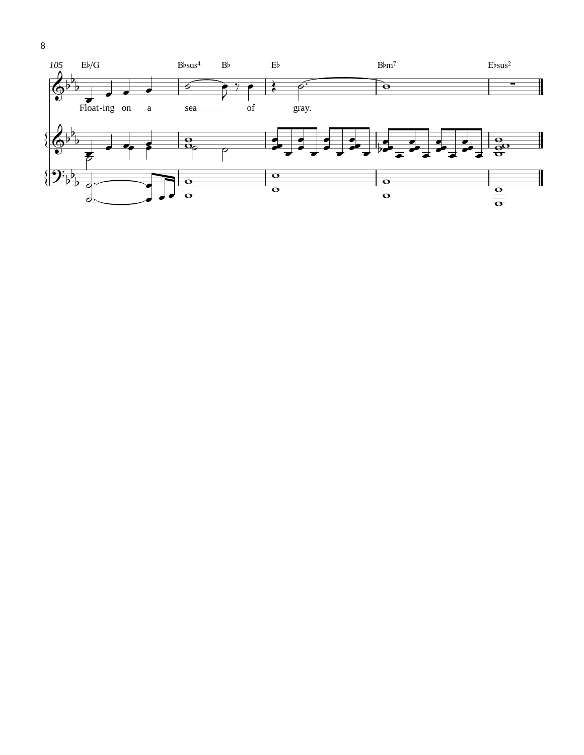105

E♭/G B♭sus4 B♭ E♭ B♭m7 E♭sus2

Float-ing on a sea \_\_\_\_\_\_ of gray.